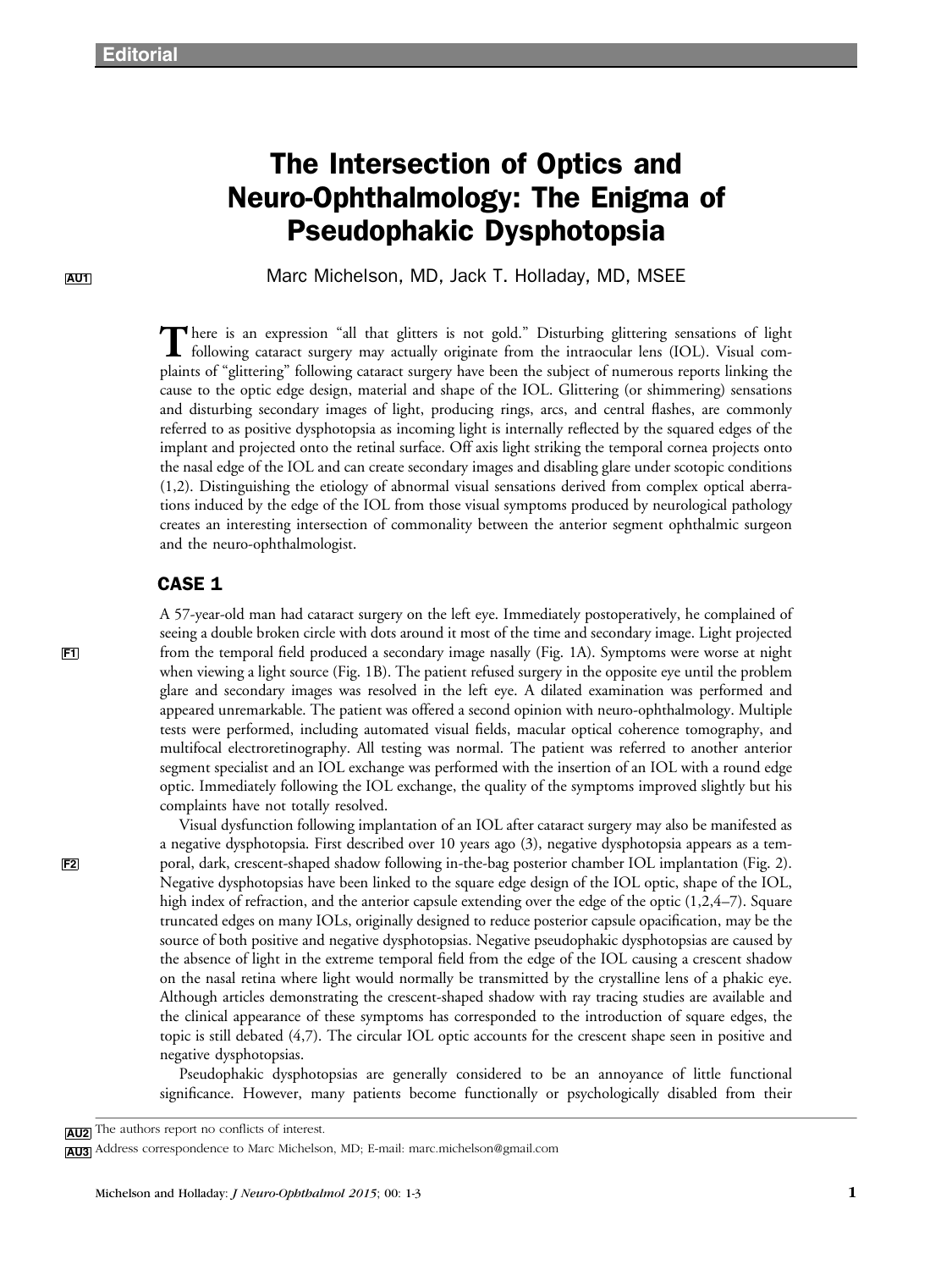Editorial

# The Intersection of Optics and Neuro-Ophthalmology: The Enigma of Pseudophakic Dysphotopsia

Marc Michelson, MD, Jack T. Holladay, MD, MSEE

There is an expression "all that glitters is not gold." Disturbing glittering sensations of light following cataract surgery may actually originate from the intraocular lens (IOL). Visual complaints of "glittering" following cataract surgery have been the subject of numerous reports linking the cause to the optic edge design, material and shape of the IOL. Glittering (or shimmering) sensations and disturbing secondary images of light, producing rings, arcs, and central flashes, are commonly referred to as positive dysphotopsia as incoming light is internally reflected by the squared edges of the implant and projected onto the retinal surface. Off axis light striking the temporal cornea projects onto the nasal edge of the IOL and can create secondary images and disabling glare under scotopic conditions (1,2). Distinguishing the etiology of abnormal visual sensations derived from complex optical aberrations induced by the edge of the IOL from those visual symptoms produced by neurological pathology creates an interesting intersection of commonality between the anterior segment ophthalmic surgeon and the neuro-ophthalmologist.

## CASE 1

A 57-year-old man had cataract surgery on the left eye. Immediately postoperatively, he complained of seeing a double broken circle with dots around it most of the time and secondary image. Light projected from the temporal field produced a secondary image nasally (Fig. 1A). Symptoms were worse at night when viewing a light source (Fig. 1B). The patient refused surgery in the opposite eye until the problem glare and secondary images was resolved in the left eye. A dilated examination was performed and appeared unremarkable. The patient was offered a second opinion with neuro-ophthalmology. Multiple tests were performed, including automated visual fields, macular optical coherence tomography, and multifocal electroretinography. All testing was normal. The patient was referred to another anterior segment specialist and an IOL exchange was performed with the insertion of an IOL with a round edge optic. Immediately following the IOL exchange, the quality of the symptoms improved slightly but his complaints have not totally resolved.

Visual dysfunction following implantation of an IOL after cataract surgery may also be manifested as a negative dysphotopsia. First described over 10 years ago (3), negative dysphotopsia appears as a temporal, dark, crescent-shaped shadow following in-the-bag posterior chamber IOL implantation (Fig. 2). Negative dysphotopsias have been linked to the square edge design of the IOL optic, shape of the IOL, high index of refraction, and the anterior capsule extending over the edge of the optic (1,2,4–7). Square truncated edges on many IOLs, originally designed to reduce posterior capsule opacification, may be the source of both positive and negative dysphotopsias. Negative pseudophakic dysphotopsias are caused by the absence of light in the extreme temporal field from the edge of the IOL causing a crescent shadow on the nasal retina where light would normally be transmitted by the crystalline lens of a phakic eye. Although articles demonstrating the crescent-shaped shadow with ray tracing studies are available and the clinical appearance of these symptoms has corresponded to the introduction of square edges, the topic is still debated (4,7). The circular IOL optic accounts for the crescent shape seen in positive and negative dysphotopsias.

Pseudophakic dysphotopsias are generally considered to be an annoyance of little functional significance. However, many patients become functionally or psychologically disabled from their

The authors report no conflicts of interest.

Address correspondence to Marc Michelson, MD; E-mail: marc.michelson@gmail.com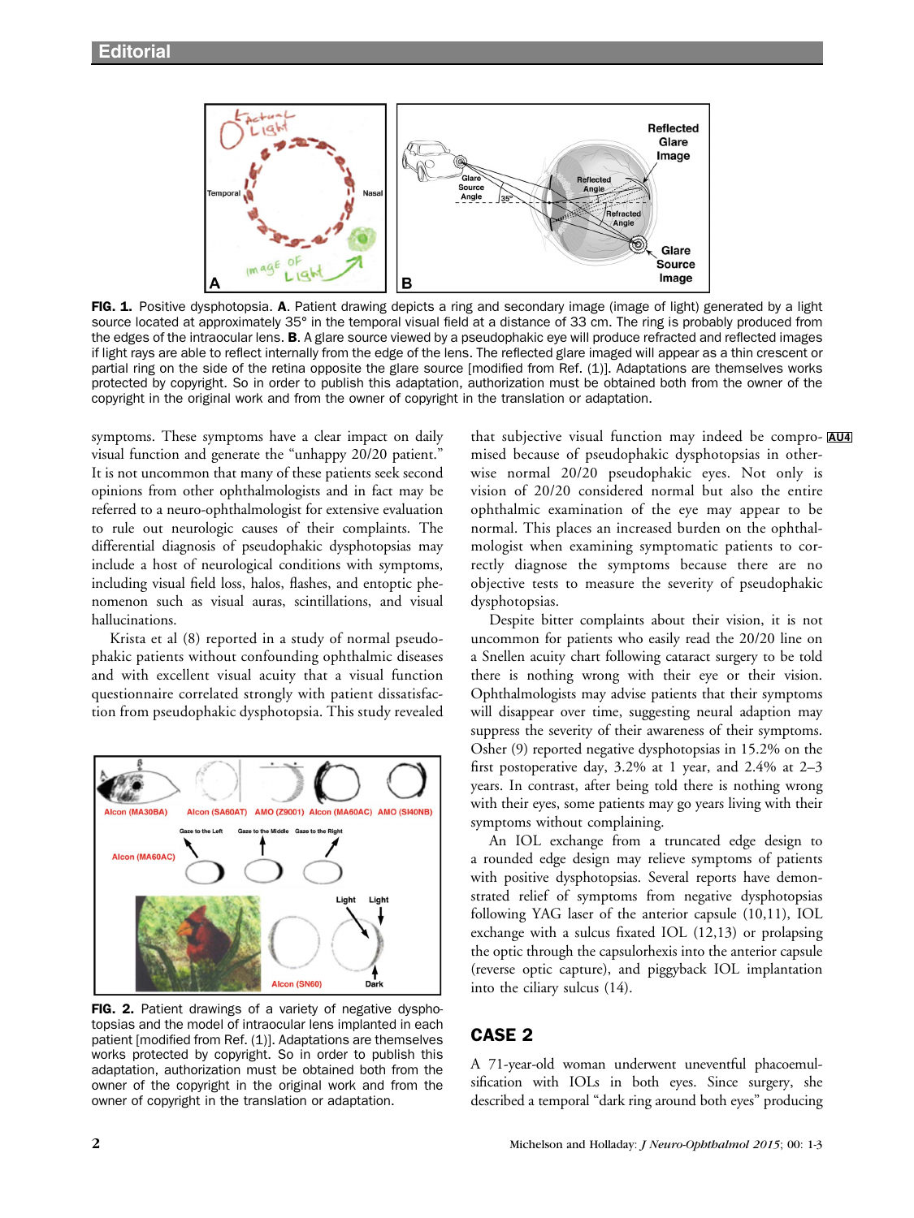FIG. 1. Positive dysphotopsia. **A**. Patient drawing depicts a ring and secondary image (image of light) generated by a light source located at approximately 35° in the temporal visual field at a distance of 33 cm. The ring is probably produced from the edges of the intraocular lens. **B**. A glare source viewed by a pseudophakic eye will produce refracted and reflected images if light rays are able to reflect internally from the edge of the lens. The reflected glare imaged will appear as a thin crescent or partial ring on the side of the retina opposite the glare source [modified from Ref. (1)]. Adaptations are themselves works protected by copyright. So in order to publish this adaptation, authorization must be obtained both from the owner of the copyright in the original work and from the owner of copyright in the translation or adaptation.

symptoms. These symptoms have a clear impact on daily visual function and generate the "unhappy 20/20 patient." It is not uncommon that many of these patients seek second opinions from other ophthalmologists and in fact may be referred to a neuro-ophthalmologist for extensive evaluation to rule out neurologic causes of their complaints. The differential diagnosis of pseudophakic dysphotopsias may include a host of neurological conditions with symptoms, including visual field loss, halos, flashes, and entoptic phenomenon such as visual auras, scintillations, and visual hallucinations.

Krista et al (8) reported in a study of normal pseudophakic patients without confounding ophthalmic diseases and with excellent visual acuity that a visual function questionnaire correlated strongly with patient dissatisfaction from pseudophakic dysphotopsia. This study revealed that subjective visual function may indeed be compromised because of pseudophakic dysphotopsias in otherwise normal 20/20 pseudophakic eyes. Not only is vision of 20/20 considered normal but also the entire ophthalmic examination of the eye may appear to be normal. This places an increased burden on the ophthalmologist when examining symptomatic patients to correctly diagnose the symptoms because there are no objective tests to measure the severity of pseudophakic dysphotopsias.

Despite bitter complaints about their vision, it is not uncommon for patients who easily read the 20/20 line on a Snellen acuity chart following cataract surgery to be told there is nothing wrong with their eye or their vision. Ophthalmologists may advise patients that their symptoms will disappear over time, suggesting neural adaption may suppress the severity of their awareness of their symptoms. Osher (9) reported negative dysphotopsias in 15.2% on the first postoperative day, 3.2% at 1 year, and 2.4% at 2–3 years. In contrast, after being told there is nothing wrong with their eyes, some patients may go years living with their symptoms without complaining.

An IOL exchange from a truncated edge design to a rounded edge design may relieve symptoms of patients with positive dysphotopsias. Several reports have demonstrated relief of symptoms from negative dysphotopsias following YAG laser of the anterior capsule (10,11), IOL exchange with a sulcus fixated IOL (12,13) or prolapsing the optic through the capsulorhexis into the anterior capsule (reverse optic capture), and piggyback IOL implantation into the ciliary sulcus (14).

FIG. 2. Patient drawings of a variety of negative dysphotopsias and the model of intraocular lens implanted in each patient [modified from Ref. (1)]. Adaptations are themselves works protected by copyright. So in order to publish this adaptation, authorization must be obtained both from the owner of the copyright in the original work and from the owner of copyright in the translation or adaptation.

## CASE 2

A 71-year-old woman underwent uneventful phacoemulsification with IOLs in both eyes. Since surgery, she described a temporal "dark ring around both eyes" producing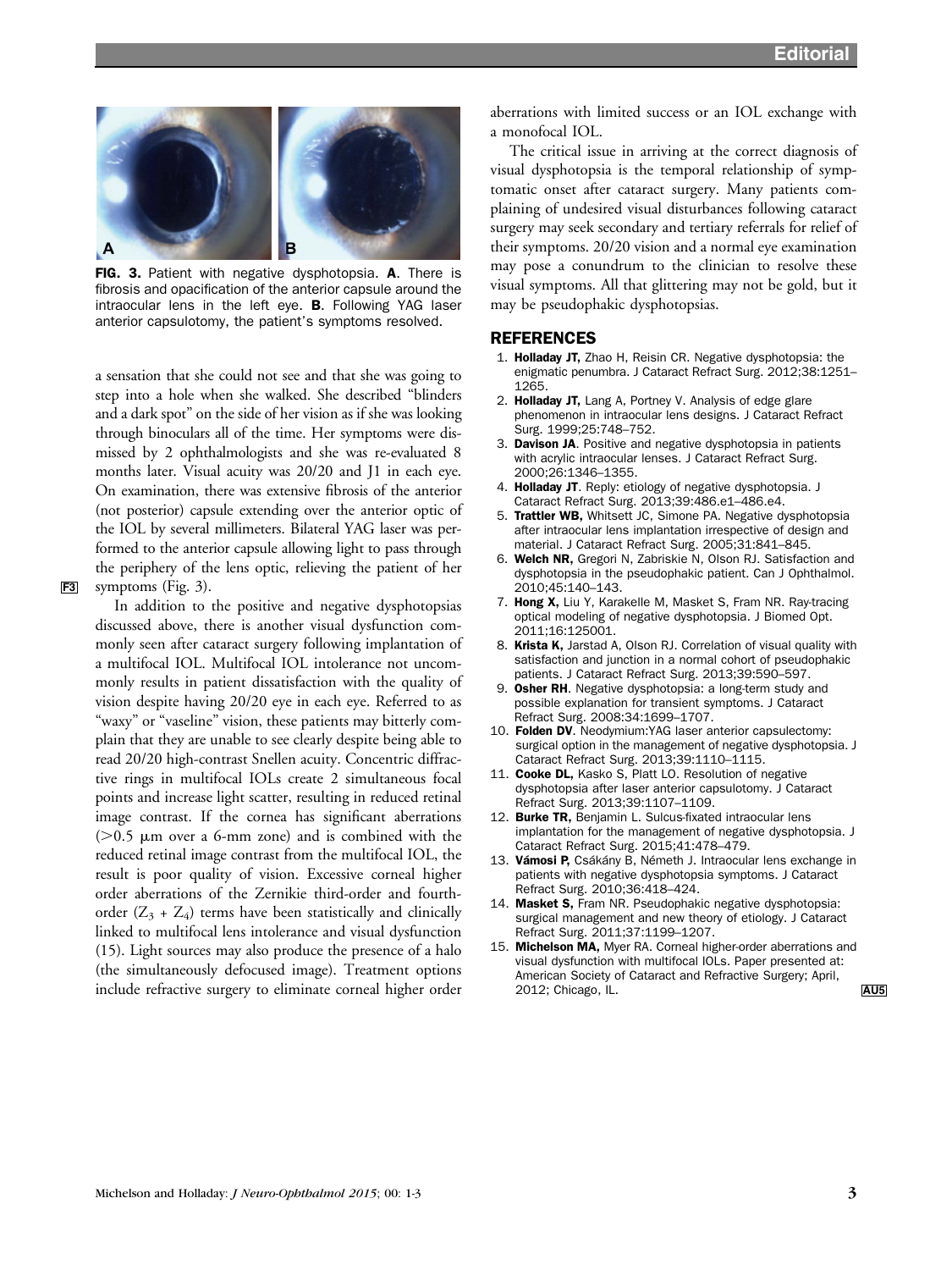FIG. 3. Patient with negative dysphotopsia. **A**. There is fibrosis and opacification of the anterior capsule around the intraocular lens in the left eye. **B**. Following YAG laser anterior capsulotomy, the patient's symptoms resolved.

a sensation that she could not see and that she was going to step into a hole when she walked. She described "blinders and a dark spot" on the side of her vision as if she was looking through binoculars all of the time. Her symptoms were dismissed by 2 ophthalmologists and she was re-evaluated 8 months later. Visual acuity was 20/20 and J1 in each eye. On examination, there was extensive fibrosis of the anterior (not posterior) capsule extending over the anterior optic of the IOL by several millimeters. Bilateral YAG laser was performed to the anterior capsule allowing light to pass through the periphery of the lens optic, relieving the patient of her symptoms (Fig. 3).

In addition to the positive and negative dysphotopsias discussed above, there is another visual dysfunction commonly seen after cataract surgery following implantation of a multifocal IOL. Multifocal IOL intolerance not uncommonly results in patient dissatisfaction with the quality of vision despite having 20/20 eye in each eye. Referred to as "waxy" or "vaseline" vision, these patients may bitterly complain that they are unable to see clearly despite being able to read 20/20 high-contrast Snellen acuity. Concentric diffractive rings in multifocal IOLs create 2 simultaneous focal points and increase light scatter, resulting in reduced retinal image contrast. If the cornea has significant aberrations (>0.5 μm over a 6-mm zone) and is combined with the reduced retinal image contrast from the multifocal IOL, the result is poor quality of vision. Excessive corneal higher order aberrations of the Zernikie third-order and fourth-order ($Z_3 + Z_4$) terms have been statistically and clinically linked to multifocal lens intolerance and visual dysfunction (15). Light sources may also produce the presence of a halo (the simultaneously defocused image). Treatment options include refractive surgery to eliminate corneal higher order aberrations with limited success or an IOL exchange with a monofocal IOL.

The critical issue in arriving at the correct diagnosis of visual dysphotopsia is the temporal relationship of symptomatic onset after cataract surgery. Many patients complaining of undesired visual disturbances following cataract surgery may seek secondary and tertiary referrals for relief of their symptoms. 20/20 vision and a normal eye examination may pose a conundrum to the clinician to resolve these visual symptoms. All that glittering may not be gold, but it may be pseudophakic dysphotopsias.

## REFERENCES

1. **Holladay JT,** Zhao H, Reisin CR. Negative dysphotopsia: the enigmatic penumbra. J Cataract Refract Surg. 2012;38:1251–1265.
2. **Holladay JT,** Lang A, Portney V. Analysis of edge glare phenomenon in intraocular lens designs. J Cataract Refract Surg. 1999;25:748–752.
3. **Davison JA**. Positive and negative dysphotopsia in patients with acrylic intraocular lenses. J Cataract Refract Surg. 2000;26:1346–1355.
4. **Holladay JT**. Reply: etiology of negative dysphotopsia. J Cataract Refract Surg. 2013;39:486.e1–486.e4.
5. **Trattler WB,** Whitsett JC, Simone PA. Negative dysphotopsia after intraocular lens implantation irrespective of design and material. J Cataract Refract Surg. 2005;31:841–845.
6. **Welch NR,** Gregori N, Zabriskie N, Olson RJ. Satisfaction and dysphotopsia in the pseudophakic patient. Can J Ophthalmol. 2010;45:140–143.
7. **Hong X,** Liu Y, Karakelle M, Masket S, Fram NR. Ray-tracing optical modeling of negative dysphotopsia. J Biomed Opt. 2011;16:125001.
8. **Krista K,** Jarstad A, Olson RJ. Correlation of visual quality with satisfaction and junction in a normal cohort of pseudophakic patients. J Cataract Refract Surg. 2013;39:590–597.
9. **Osher RH**. Negative dysphotopsia: a long-term study and possible explanation for transient symptoms. J Cataract Refract Surg. 2008:34:1699–1707.
10. **Folden DV**. Neodymium:YAG laser anterior capsulectomy: surgical option in the management of negative dysphotopsia. J Cataract Refract Surg. 2013;39:1110–1115.
11. **Cooke DL,** Kasko S, Platt LO. Resolution of negative dysphotopsia after laser anterior capsulotomy. J Cataract Refract Surg. 2013;39:1107–1109.
12. **Burke TR,** Benjamin L. Sulcus-fixated intraocular lens implantation for the management of negative dysphotopsia. J Cataract Refract Surg. 2015;41:478–479.
13. **Vámosi P,** Csákány B, Németh J. Intraocular lens exchange in patients with negative dysphotopsia symptoms. J Cataract Refract Surg. 2010;36:418–424.
14. **Masket S,** Fram NR. Pseudophakic negative dysphotopsia: surgical management and new theory of etiology. J Cataract Refract Surg. 2011;37:1199–1207.
15. **Michelson MA,** Myer RA. Corneal higher-order aberrations and visual dysfunction with multifocal IOLs. Paper presented at: American Society of Cataract and Refractive Surgery; April, 2012; Chicago, IL.